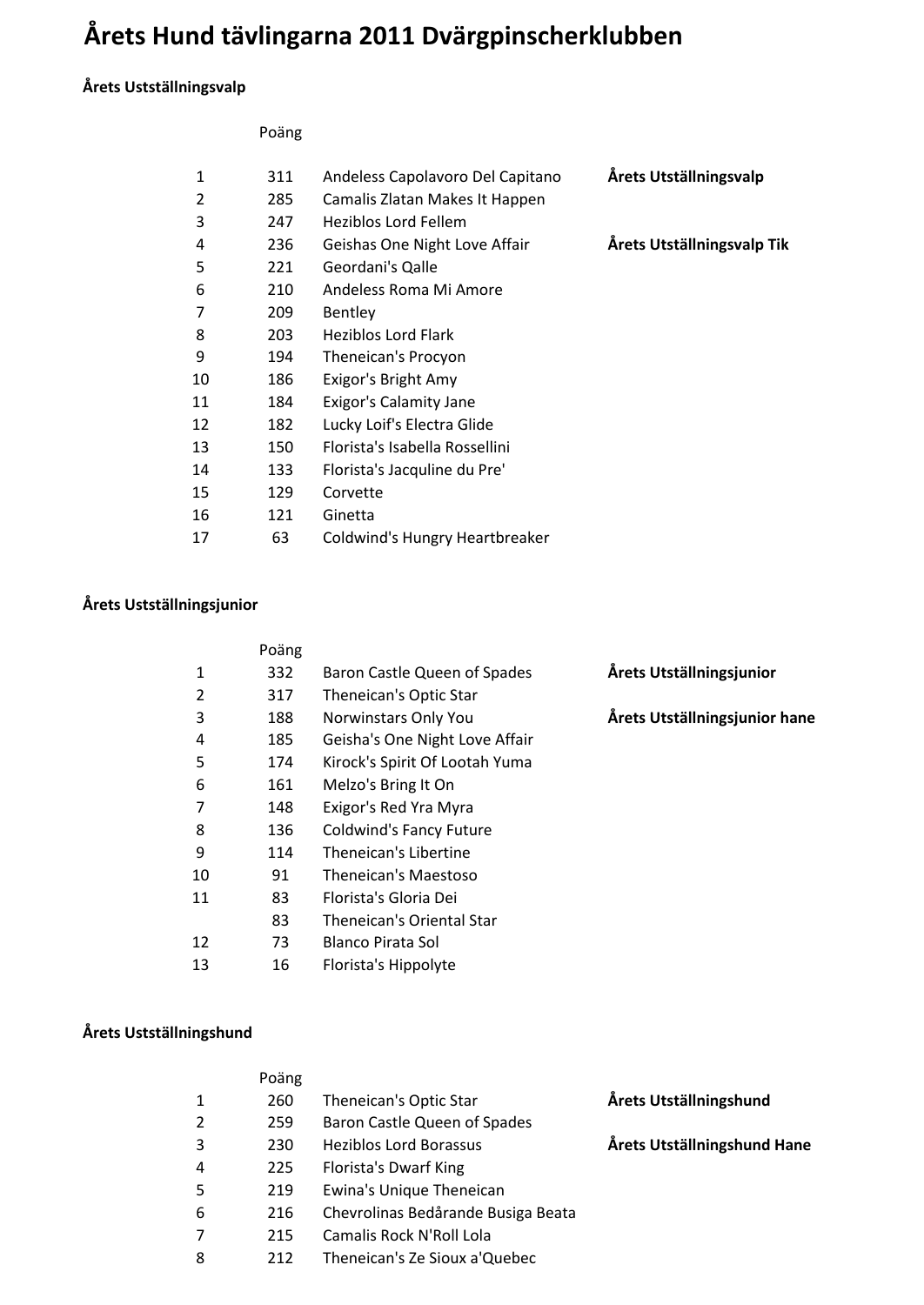# Årets Hund tävlingarna 2011 Dvärgpinscherklubben

### Årets Utsställningsvalp

| | Poäng | | |
|---|---|---|---|
| 1 | 311 | Andeless Capolavoro Del Capitano | **Årets Utställningsvalp** |
| 2 | 285 | Camalis Zlatan Makes It Happen | |
| 3 | 247 | Heziblos Lord Fellem | |
| 4 | 236 | Geishas One Night Love Affair | **Årets Utställningsvalp Tik** |
| 5 | 221 | Geordani's Qalle | |
| 6 | 210 | Andeless Roma Mi Amore | |
| 7 | 209 | Bentley | |
| 8 | 203 | Heziblos Lord Flark | |
| 9 | 194 | Theneican's Procyon | |
| 10 | 186 | Exigor's Bright Amy | |
| 11 | 184 | Exigor's Calamity Jane | |
| 12 | 182 | Lucky Loif's Electra Glide | |
| 13 | 150 | Florista's Isabella Rossellini | |
| 14 | 133 | Florista's Jacquline du Pre' | |
| 15 | 129 | Corvette | |
| 16 | 121 | Ginetta | |
| 17 | 63 | Coldwind's Hungry Heartbreaker | |

### Årets Utsställningsjunior

| | Poäng | | |
|---|---|---|---|
| 1 | 332 | Baron Castle Queen of Spades | **Årets Utställningsjunior** |
| 2 | 317 | Theneican's Optic Star | |
| 3 | 188 | Norwinstars Only You | **Årets Utställningsjunior hane** |
| 4 | 185 | Geisha's One Night Love Affair | |
| 5 | 174 | Kirock's Spirit Of Lootah Yuma | |
| 6 | 161 | Melzo's Bring It On | |
| 7 | 148 | Exigor's Red Yra Myra | |
| 8 | 136 | Coldwind's Fancy Future | |
| 9 | 114 | Theneican's Libertine | |
| 10 | 91 | Theneican's Maestoso | |
| 11 | 83 | Florista's Gloria Dei | |
| | 83 | Theneican's Oriental Star | |
| 12 | 73 | Blanco Pirata Sol | |
| 13 | 16 | Florista's Hippolyte | |

### Årets Utsställningshund

| | Poäng | | |
|---|---|---|---|
| 1 | 260 | Theneican's Optic Star | **Årets Utställningshund** |
| 2 | 259 | Baron Castle Queen of Spades | |
| 3 | 230 | Heziblos Lord Borassus | **Årets Utställningshund Hane** |
| 4 | 225 | Florista's Dwarf King | |
| 5 | 219 | Ewina's Unique Theneican | |
| 6 | 216 | Chevrolinas Bedårande Busiga Beata | |
| 7 | 215 | Camalis Rock N'Roll Lola | |
| 8 | 212 | Theneican's Ze Sioux a'Quebec | |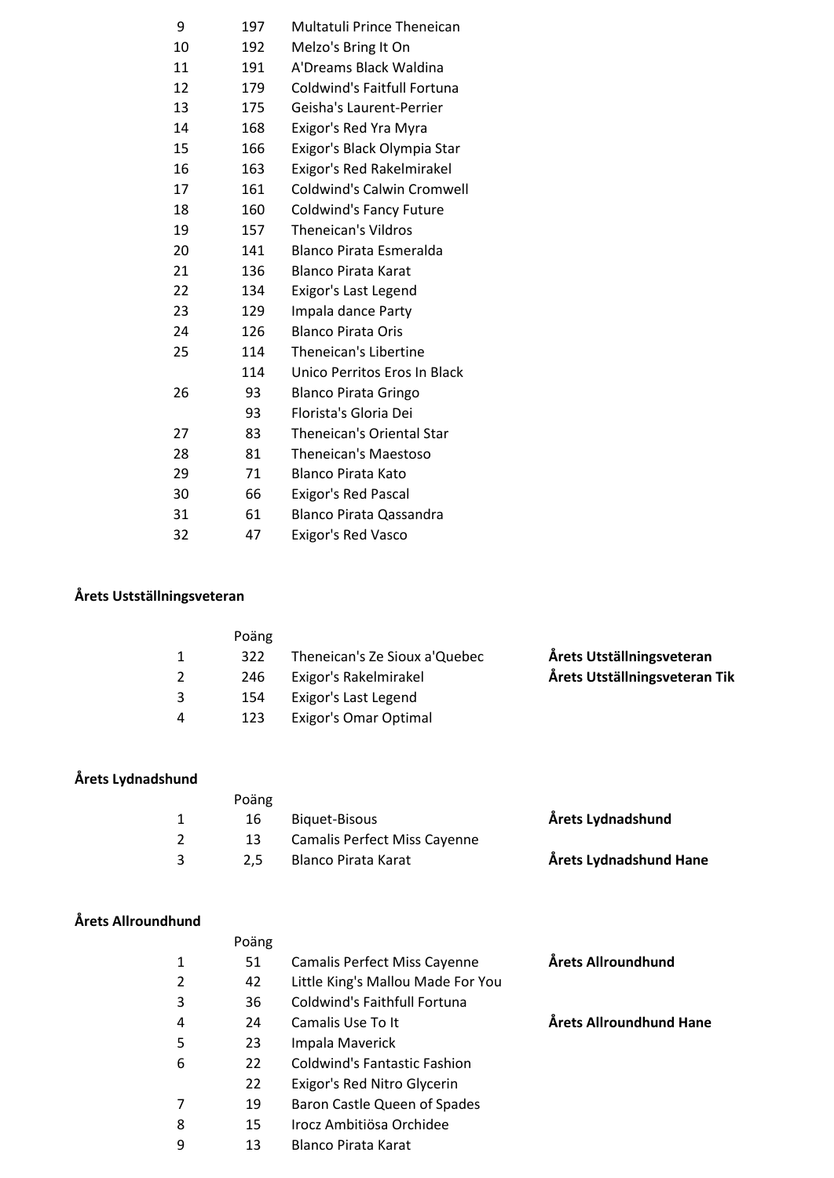| | | | |
|---|---|---|---|
| 9 | 197 | Multatuli Prince Theneican | |
| 10 | 192 | Melzo's Bring It On | |
| 11 | 191 | A'Dreams Black Waldina | |
| 12 | 179 | Coldwind's Faitfull Fortuna | |
| 13 | 175 | Geisha's Laurent-Perrier | |
| 14 | 168 | Exigor's Red Yra Myra | |
| 15 | 166 | Exigor's Black Olympia Star | |
| 16 | 163 | Exigor's Red Rakelmirakel | |
| 17 | 161 | Coldwind's Calwin Cromwell | |
| 18 | 160 | Coldwind's Fancy Future | |
| 19 | 157 | Theneican's Vildros | |
| 20 | 141 | Blanco Pirata Esmeralda | |
| 21 | 136 | Blanco Pirata Karat | |
| 22 | 134 | Exigor's Last Legend | |
| 23 | 129 | Impala dance Party | |
| 24 | 126 | Blanco Pirata Oris | |
| 25 | 114 | Theneican's Libertine | |
| | 114 | Unico Perritos Eros In Black | |
| 26 | 93 | Blanco Pirata Gringo | |
| | 93 | Florista's Gloria Dei | |
| 27 | 83 | Theneican's Oriental Star | |
| 28 | 81 | Theneican's Maestoso | |
| 29 | 71 | Blanco Pirata Kato | |
| 30 | 66 | Exigor's Red Pascal | |
| 31 | 61 | Blanco Pirata Qassandra | |
| 32 | 47 | Exigor's Red Vasco | |

**Årets Utställningsveteran**

| | Poäng | | |
|---|---|---|---|
| 1 | 322 | Theneican's Ze Sioux a'Quebec | **Årets Utställningsveteran** |
| 2 | 246 | Exigor's Rakelmirakel | **Årets Utställningsveteran Tik** |
| 3 | 154 | Exigor's Last Legend | |
| 4 | 123 | Exigor's Omar Optimal | |

**Årets Lydnadshund**

| | Poäng | | |
|---|---|---|---|
| 1 | 16 | Biquet-Bisous | **Årets Lydnadshund** |
| 2 | 13 | Camalis Perfect Miss Cayenne | |
| 3 | 2,5 | Blanco Pirata Karat | **Årets Lydnadshund Hane** |

**Årets Allroundhund**

| | Poäng | | |
|---|---|---|---|
| 1 | 51 | Camalis Perfect Miss Cayenne | **Årets Allroundhund** |
| 2 | 42 | Little King's Mallou Made For You | |
| 3 | 36 | Coldwind's Faithfull Fortuna | |
| 4 | 24 | Camalis Use To It | **Årets Allroundhund Hane** |
| 5 | 23 | Impala Maverick | |
| 6 | 22 | Coldwind's Fantastic Fashion | |
| | 22 | Exigor's Red Nitro Glycerin | |
| 7 | 19 | Baron Castle Queen of Spades | |
| 8 | 15 | Irocz Ambitiösa Orchidee | |
| 9 | 13 | Blanco Pirata Karat | |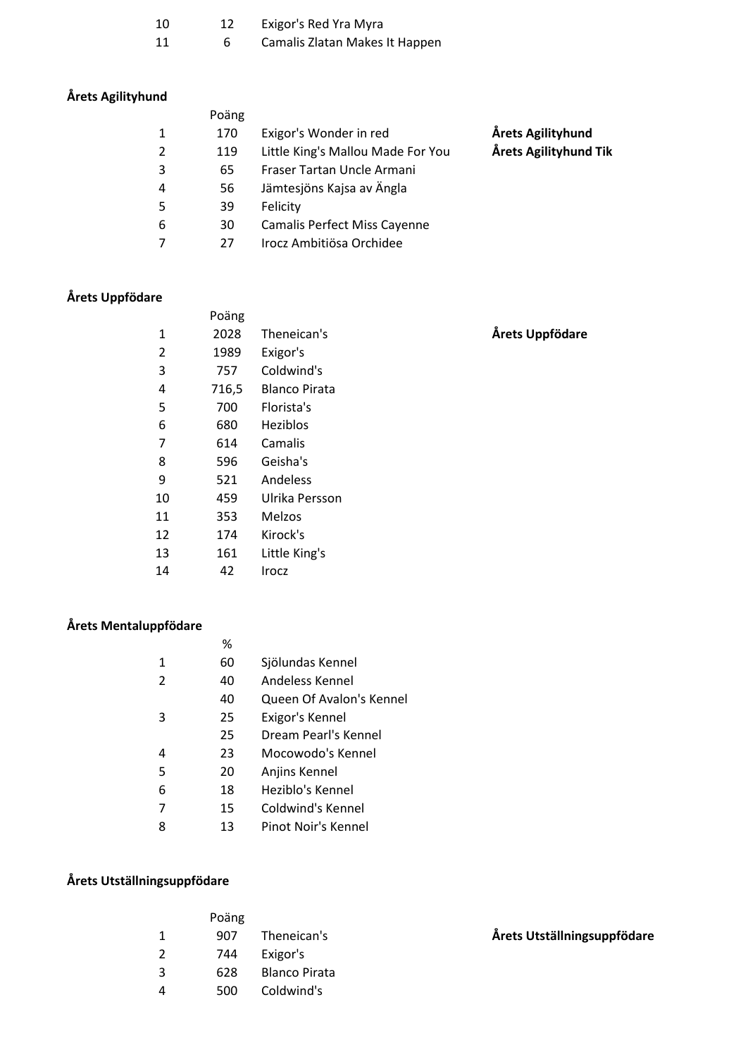| | | | |
|---|---|---|---|
| 10 | 12 | Exigor's Red Yra Myra | |
| 11 | 6 | Camalis Zlatan Makes It Happen | |

**Årets Agilityhund**

| | Poäng | | |
|---|---|---|---|
| 1 | 170 | Exigor's Wonder in red | **Årets Agilityhund** |
| 2 | 119 | Little King's Mallou Made For You | **Årets Agilityhund Tik** |
| 3 | 65 | Fraser Tartan Uncle Armani | |
| 4 | 56 | Jämtesjöns Kajsa av Ängla | |
| 5 | 39 | Felicity | |
| 6 | 30 | Camalis Perfect Miss Cayenne | |
| 7 | 27 | Irocz Ambitiösa Orchidee | |

**Årets Uppfödare**

| | Poäng | | |
|---|---|---|---|
| 1 | 2028 | Theneican's | **Årets Uppfödare** |
| 2 | 1989 | Exigor's | |
| 3 | 757 | Coldwind's | |
| 4 | 716,5 | Blanco Pirata | |
| 5 | 700 | Florista's | |
| 6 | 680 | Heziblos | |
| 7 | 614 | Camalis | |
| 8 | 596 | Geisha's | |
| 9 | 521 | Andeless | |
| 10 | 459 | Ulrika Persson | |
| 11 | 353 | Melzos | |
| 12 | 174 | Kirock's | |
| 13 | 161 | Little King's | |
| 14 | 42 | Irocz | |

**Årets Mentaluppfödare**

| | % | |
|---|---|---|
| 1 | 60 | Sjölundas Kennel |
| 2 | 40 | Andeless Kennel |
| | 40 | Queen Of Avalon's Kennel |
| 3 | 25 | Exigor's Kennel |
| | 25 | Dream Pearl's Kennel |
| 4 | 23 | Mocowodo's Kennel |
| 5 | 20 | Anjins Kennel |
| 6 | 18 | Heziblo's Kennel |
| 7 | 15 | Coldwind's Kennel |
| 8 | 13 | Pinot Noir's Kennel |

**Årets Utställningsuppfödare**

| | Poäng | | |
|---|---|---|---|
| 1 | 907 | Theneican's | **Årets Utställningsuppfödare** |
| 2 | 744 | Exigor's | |
| 3 | 628 | Blanco Pirata | |
| 4 | 500 | Coldwind's | |